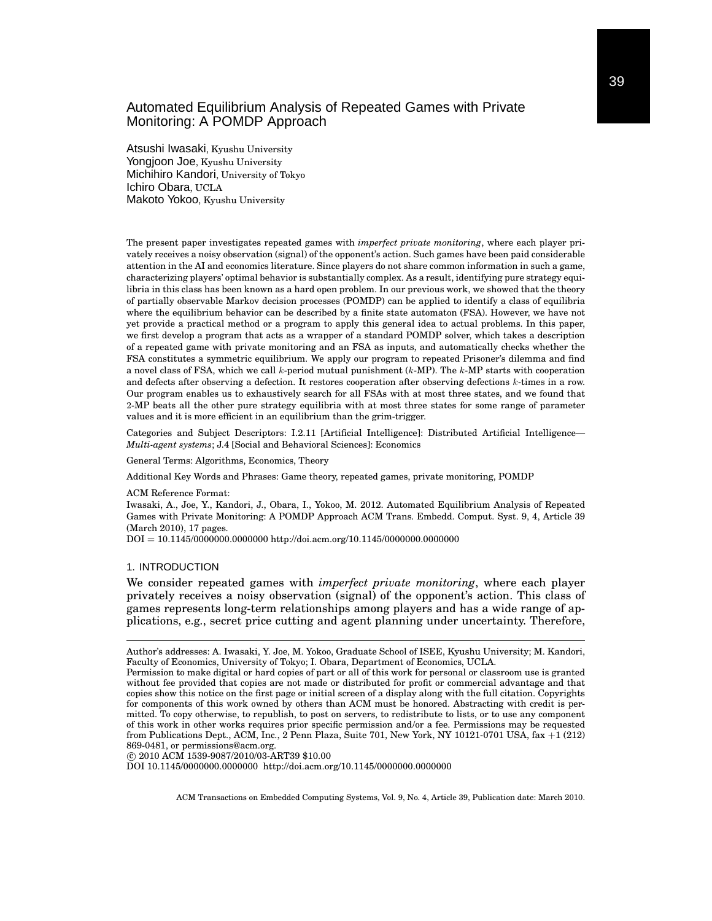# Automated Equilibrium Analysis of Repeated Games with Private Monitoring: A POMDP Approach

Atsushi Iwasaki, Kyushu University
Yongjoon Joe, Kyushu University
Michihiro Kandori, University of Tokyo
Ichiro Obara, UCLA
Makoto Yokoo, Kyushu University

The present paper investigates repeated games with *imperfect private monitoring*, where each player privately receives a noisy observation (signal) of the opponent's action. Such games have been paid considerable attention in the AI and economics literature. Since players do not share common information in such a game, characterizing players' optimal behavior is substantially complex. As a result, identifying pure strategy equilibria in this class has been known as a hard open problem. In our previous work, we showed that the theory of partially observable Markov decision processes (POMDP) can be applied to identify a class of equilibria where the equilibrium behavior can be described by a finite state automaton (FSA). However, we have not yet provide a practical method or a program to apply this general idea to actual problems. In this paper, we first develop a program that acts as a wrapper of a standard POMDP solver, which takes a description of a repeated game with private monitoring and an FSA as inputs, and automatically checks whether the FSA constitutes a symmetric equilibrium. We apply our program to repeated Prisoner's dilemma and find a novel class of FSA, which we call $k$-period mutual punishment ($k$-MP). The $k$-MP starts with cooperation and defects after observing a defection. It restores cooperation after observing defections $k$-times in a row. Our program enables us to exhaustively search for all FSAs with at most three states, and we found that 2-MP beats all the other pure strategy equilibria with at most three states for some range of parameter values and it is more efficient in an equilibrium than the grim-trigger.

Categories and Subject Descriptors: I.2.11 [Artificial Intelligence]: Distributed Artificial Intelligence—*Multi-agent systems*; J.4 [Social and Behavioral Sciences]: Economics

General Terms: Algorithms, Economics, Theory

Additional Key Words and Phrases: Game theory, repeated games, private monitoring, POMDP

ACM Reference Format:
Iwasaki, A., Joe, Y., Kandori, J., Obara, I., Yokoo, M. 2012. Automated Equilibrium Analysis of Repeated Games with Private Monitoring: A POMDP Approach ACM Trans. Embedd. Comput. Syst. 9, 4, Article 39 (March 2010), 17 pages.
DOI = 10.1145/0000000.0000000 http://doi.acm.org/10.1145/0000000.0000000

## 1. INTRODUCTION

We consider repeated games with *imperfect private monitoring*, where each player privately receives a noisy observation (signal) of the opponent's action. This class of games represents long-term relationships among players and has a wide range of applications, e.g., secret price cutting and agent planning under uncertainty. Therefore,

---

Author's addresses: A. Iwasaki, Y. Joe, M. Yokoo, Graduate School of ISEE, Kyushu University; M. Kandori, Faculty of Economics, University of Tokyo; I. Obara, Department of Economics, UCLA.
Permission to make digital or hard copies of part or all of this work for personal or classroom use is granted without fee provided that copies are not made or distributed for profit or commercial advantage and that copies show this notice on the first page or initial screen of a display along with the full citation. Copyrights for components of this work owned by others than ACM must be honored. Abstracting with credit is permitted. To copy otherwise, to republish, to post on servers, to redistribute to lists, or to use any component of this work in other works requires prior specific permission and/or a fee. Permissions may be requested from Publications Dept., ACM, Inc., 2 Penn Plaza, Suite 701, New York, NY 10121-0701 USA, fax +1 (212) 869-0481, or permissions@acm.org.
© 2010 ACM 1539-9087/2010/03-ART39 $10.00
DOI 10.1145/0000000.0000000 http://doi.acm.org/10.1145/0000000.0000000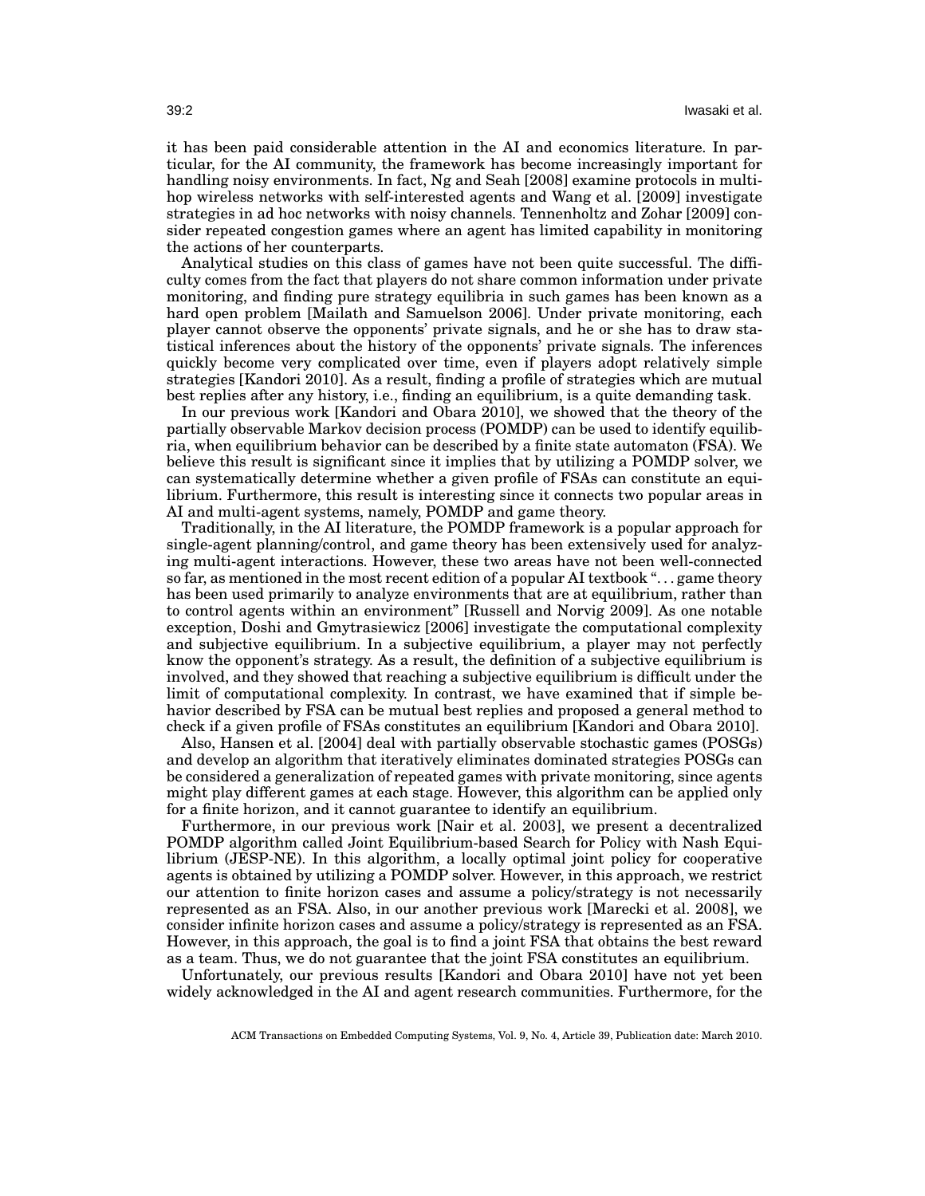it has been paid considerable attention in the AI and economics literature. In particular, for the AI community, the framework has become increasingly important for handling noisy environments. In fact, Ng and Seah [2008] examine protocols in multi-hop wireless networks with self-interested agents and Wang et al. [2009] investigate strategies in ad hoc networks with noisy channels. Tennenholtz and Zohar [2009] consider repeated congestion games where an agent has limited capability in monitoring the actions of her counterparts.

Analytical studies on this class of games have not been quite successful. The difficulty comes from the fact that players do not share common information under private monitoring, and finding pure strategy equilibria in such games has been known as a hard open problem [Mailath and Samuelson 2006]. Under private monitoring, each player cannot observe the opponents' private signals, and he or she has to draw statistical inferences about the history of the opponents' private signals. The inferences quickly become very complicated over time, even if players adopt relatively simple strategies [Kandori 2010]. As a result, finding a profile of strategies which are mutual best replies after any history, i.e., finding an equilibrium, is a quite demanding task.

In our previous work [Kandori and Obara 2010], we showed that the theory of the partially observable Markov decision process (POMDP) can be used to identify equilibria, when equilibrium behavior can be described by a finite state automaton (FSA). We believe this result is significant since it implies that by utilizing a POMDP solver, we can systematically determine whether a given profile of FSAs can constitute an equilibrium. Furthermore, this result is interesting since it connects two popular areas in AI and multi-agent systems, namely, POMDP and game theory.

Traditionally, in the AI literature, the POMDP framework is a popular approach for single-agent planning/control, and game theory has been extensively used for analyzing multi-agent interactions. However, these two areas have not been well-connected so far, as mentioned in the most recent edition of a popular AI textbook "... game theory has been used primarily to analyze environments that are at equilibrium, rather than to control agents within an environment" [Russell and Norvig 2009]. As one notable exception, Doshi and Gmytrasiewicz [2006] investigate the computational complexity and subjective equilibrium. In a subjective equilibrium, a player may not perfectly know the opponent's strategy. As a result, the definition of a subjective equilibrium is involved, and they showed that reaching a subjective equilibrium is difficult under the limit of computational complexity. In contrast, we have examined that if simple behavior described by FSA can be mutual best replies and proposed a general method to check if a given profile of FSAs constitutes an equilibrium [Kandori and Obara 2010].

Also, Hansen et al. [2004] deal with partially observable stochastic games (POSGs) and develop an algorithm that iteratively eliminates dominated strategies POSGs can be considered a generalization of repeated games with private monitoring, since agents might play different games at each stage. However, this algorithm can be applied only for a finite horizon, and it cannot guarantee to identify an equilibrium.

Furthermore, in our previous work [Nair et al. 2003], we present a decentralized POMDP algorithm called Joint Equilibrium-based Search for Policy with Nash Equilibrium (JESP-NE). In this algorithm, a locally optimal joint policy for cooperative agents is obtained by utilizing a POMDP solver. However, in this approach, we restrict our attention to finite horizon cases and assume a policy/strategy is not necessarily represented as an FSA. Also, in our another previous work [Marecki et al. 2008], we consider infinite horizon cases and assume a policy/strategy is represented as an FSA. However, in this approach, the goal is to find a joint FSA that obtains the best reward as a team. Thus, we do not guarantee that the joint FSA constitutes an equilibrium.

Unfortunately, our previous results [Kandori and Obara 2010] have not yet been widely acknowledged in the AI and agent research communities. Furthermore, for the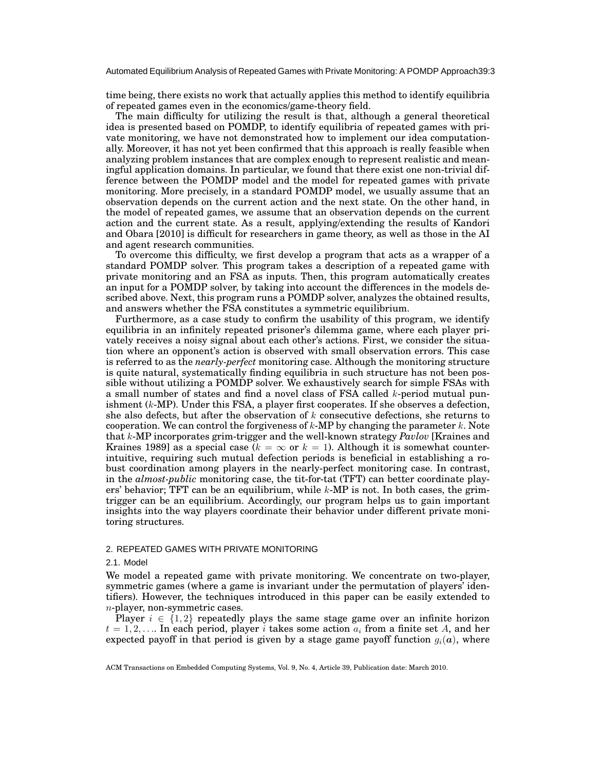time being, there exists no work that actually applies this method to identify equilibria of repeated games even in the economics/game-theory field.

The main difficulty for utilizing the result is that, although a general theoretical idea is presented based on POMDP, to identify equilibria of repeated games with private monitoring, we have not demonstrated how to implement our idea computationally. Moreover, it has not yet been confirmed that this approach is really feasible when analyzing problem instances that are complex enough to represent realistic and meaningful application domains. In particular, we found that there exist one non-trivial difference between the POMDP model and the model for repeated games with private monitoring. More precisely, in a standard POMDP model, we usually assume that an observation depends on the current action and the next state. On the other hand, in the model of repeated games, we assume that an observation depends on the current action and the current state. As a result, applying/extending the results of Kandori and Obara [2010] is difficult for researchers in game theory, as well as those in the AI and agent research communities.

To overcome this difficulty, we first develop a program that acts as a wrapper of a standard POMDP solver. This program takes a description of a repeated game with private monitoring and an FSA as inputs. Then, this program automatically creates an input for a POMDP solver, by taking into account the differences in the models described above. Next, this program runs a POMDP solver, analyzes the obtained results, and answers whether the FSA constitutes a symmetric equilibrium.

Furthermore, as a case study to confirm the usability of this program, we identify equilibria in an infinitely repeated prisoner's dilemma game, where each player privately receives a noisy signal about each other's actions. First, we consider the situation where an opponent's action is observed with small observation errors. This case is referred to as the *nearly-perfect* monitoring case. Although the monitoring structure is quite natural, systematically finding equilibria in such structure has not been possible without utilizing a POMDP solver. We exhaustively search for simple FSAs with a small number of states and find a novel class of FSA called $k$-period mutual punishment ($k$-MP). Under this FSA, a player first cooperates. If she observes a defection, she also defects, but after the observation of $k$ consecutive defections, she returns to cooperation. We can control the forgiveness of $k$-MP by changing the parameter $k$. Note that $k$-MP incorporates grim-trigger and the well-known strategy *Pavlov* [Kraines and Kraines 1989] as a special case ($k = \infty$ or $k = 1$). Although it is somewhat counter-intuitive, requiring such mutual defection periods is beneficial in establishing a robust coordination among players in the nearly-perfect monitoring case. In contrast, in the *almost-public* monitoring case, the tit-for-tat (TFT) can better coordinate players' behavior; TFT can be an equilibrium, while $k$-MP is not. In both cases, the grim-trigger can be an equilibrium. Accordingly, our program helps us to gain important insights into the way players coordinate their behavior under different private monitoring structures.

## 2. REPEATED GAMES WITH PRIVATE MONITORING

### 2.1. Model

We model a repeated game with private monitoring. We concentrate on two-player, symmetric games (where a game is invariant under the permutation of players' identifiers). However, the techniques introduced in this paper can be easily extended to $n$-player, non-symmetric cases.

Player $i \in \{1, 2\}$ repeatedly plays the same stage game over an infinite horizon $t = 1, 2, \ldots$. In each period, player $i$ takes some action $a_i$ from a finite set $A$, and her expected payoff in that period is given by a stage game payoff function $g_i(\boldsymbol{a})$, where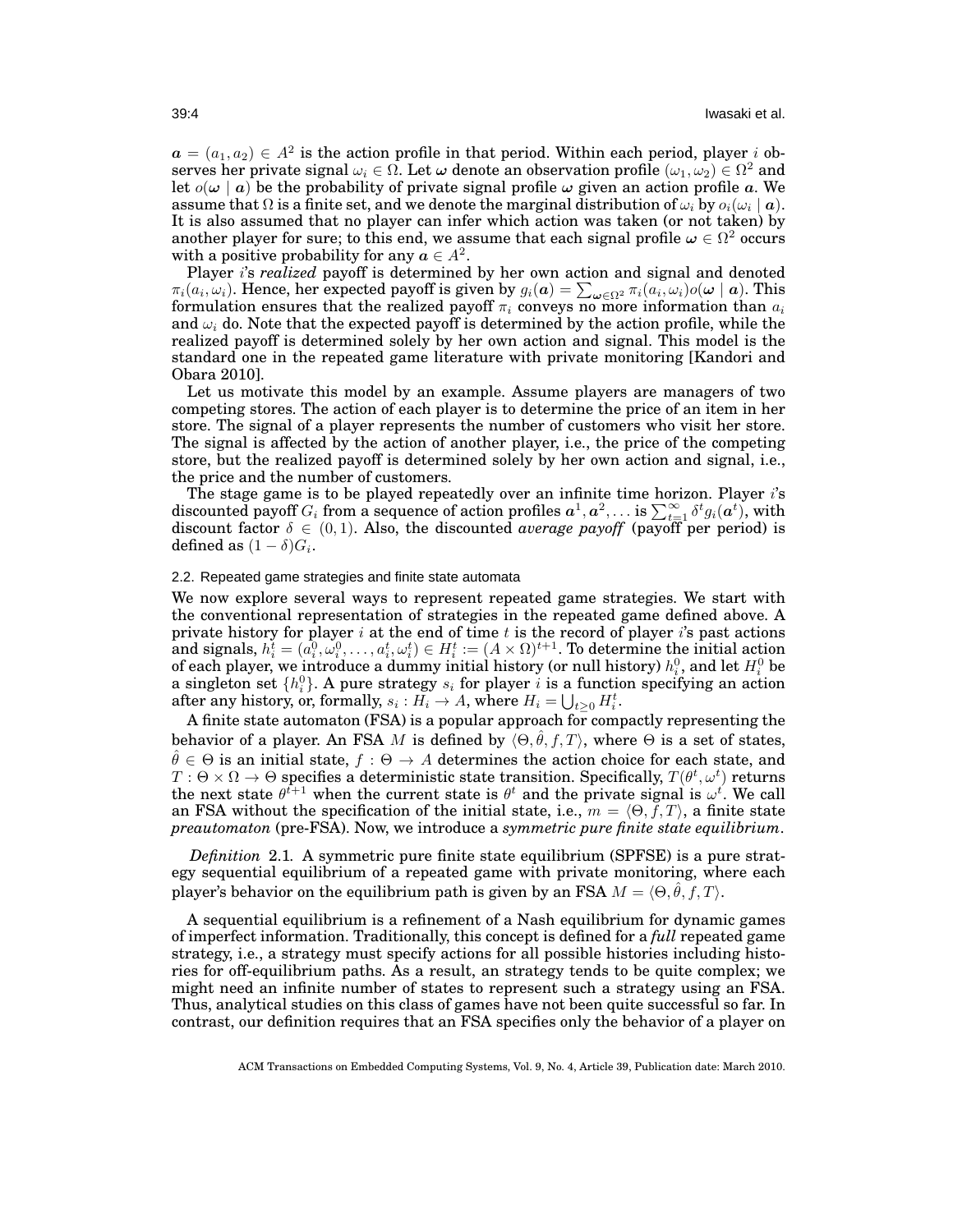$\boldsymbol{a} = (a_1, a_2) \in A^2$ is the action profile in that period. Within each period, player $i$ observes her private signal $\omega_i \in \Omega$. Let $\boldsymbol{\omega}$ denote an observation profile $(\omega_1, \omega_2) \in \Omega^2$ and let $o(\boldsymbol{\omega} \mid \boldsymbol{a})$ be the probability of private signal profile $\boldsymbol{\omega}$ given an action profile $\boldsymbol{a}$. We assume that $\Omega$ is a finite set, and we denote the marginal distribution of $\omega_i$ by $o_i(\omega_i \mid \boldsymbol{a})$. It is also assumed that no player can infer which action was taken (or not taken) by another player for sure; to this end, we assume that each signal profile $\boldsymbol{\omega} \in \Omega^2$ occurs with a positive probability for any $\boldsymbol{a} \in A^2$.

Player $i$'s *realized* payoff is determined by her own action and signal and denoted $\pi_i(a_i, \omega_i)$. Hence, her expected payoff is given by $g_i(\boldsymbol{a}) = \sum_{\boldsymbol{\omega} \in \Omega^2} \pi_i(a_i, \omega_i) o(\boldsymbol{\omega} \mid \boldsymbol{a})$. This formulation ensures that the realized payoff $\pi_i$ conveys no more information than $a_i$ and $\omega_i$ do. Note that the expected payoff is determined by the action profile, while the realized payoff is determined solely by her own action and signal. This model is the standard one in the repeated game literature with private monitoring [Kandori and Obara 2010].

Let us motivate this model by an example. Assume players are managers of two competing stores. The action of each player is to determine the price of an item in her store. The signal of a player represents the number of customers who visit her store. The signal is affected by the action of another player, i.e., the price of the competing store, but the realized payoff is determined solely by her own action and signal, i.e., the price and the number of customers.

The stage game is to be played repeatedly over an infinite time horizon. Player $i$'s discounted payoff $G_i$ from a sequence of action profiles $\boldsymbol{a}^1, \boldsymbol{a}^2, \ldots$ is $\sum_{t=1}^{\infty} \delta^t g_i(\boldsymbol{a}^t)$, with discount factor $\delta \in (0, 1)$. Also, the discounted *average payoff* (payoff per period) is defined as $(1 - \delta)G_i$.

### 2.2. Repeated game strategies and finite state automata

We now explore several ways to represent repeated game strategies. We start with the conventional representation of strategies in the repeated game defined above. A private history for player $i$ at the end of time $t$ is the record of player $i$'s past actions and signals, $h_i^t = (a_i^0, \omega_i^0, \ldots, a_i^t, \omega_i^t) \in H_i^t := (A \times \Omega)^{t+1}$. To determine the initial action of each player, we introduce a dummy initial history (or null history) $h_i^0$, and let $H_i^0$ be a singleton set $\{h_i^0\}$. A pure strategy $s_i$ for player $i$ is a function specifying an action after any history, or, formally, $s_i : H_i \to A$, where $H_i = \bigcup_{t \geq 0} H_i^t$.

A finite state automaton (FSA) is a popular approach for compactly representing the behavior of a player. An FSA $M$ is defined by $\langle \Theta, \hat{\theta}, f, T \rangle$, where $\Theta$ is a set of states, $\hat{\theta} \in \Theta$ is an initial state, $f : \Theta \to A$ determines the action choice for each state, and $T : \Theta \times \Omega \to \Theta$ specifies a deterministic state transition. Specifically, $T(\theta^t, \omega^t)$ returns the next state $\theta^{t+1}$ when the current state is $\theta^t$ and the private signal is $\omega^t$. We call an FSA without the specification of the initial state, i.e., $m = \langle \Theta, f, T \rangle$, a finite state *preautomaton* (pre-FSA). Now, we introduce a *symmetric pure finite state equilibrium*.

*Definition* 2.1. A symmetric pure finite state equilibrium (SPFSE) is a pure strategy sequential equilibrium of a repeated game with private monitoring, where each player's behavior on the equilibrium path is given by an FSA $M = \langle \Theta, \hat{\theta}, f, T \rangle$.

A sequential equilibrium is a refinement of a Nash equilibrium for dynamic games of imperfect information. Traditionally, this concept is defined for a *full* repeated game strategy, i.e., a strategy must specify actions for all possible histories including histories for off-equilibrium paths. As a result, an strategy tends to be quite complex; we might need an infinite number of states to represent such a strategy using an FSA. Thus, analytical studies on this class of games have not been quite successful so far. In contrast, our definition requires that an FSA specifies only the behavior of a player on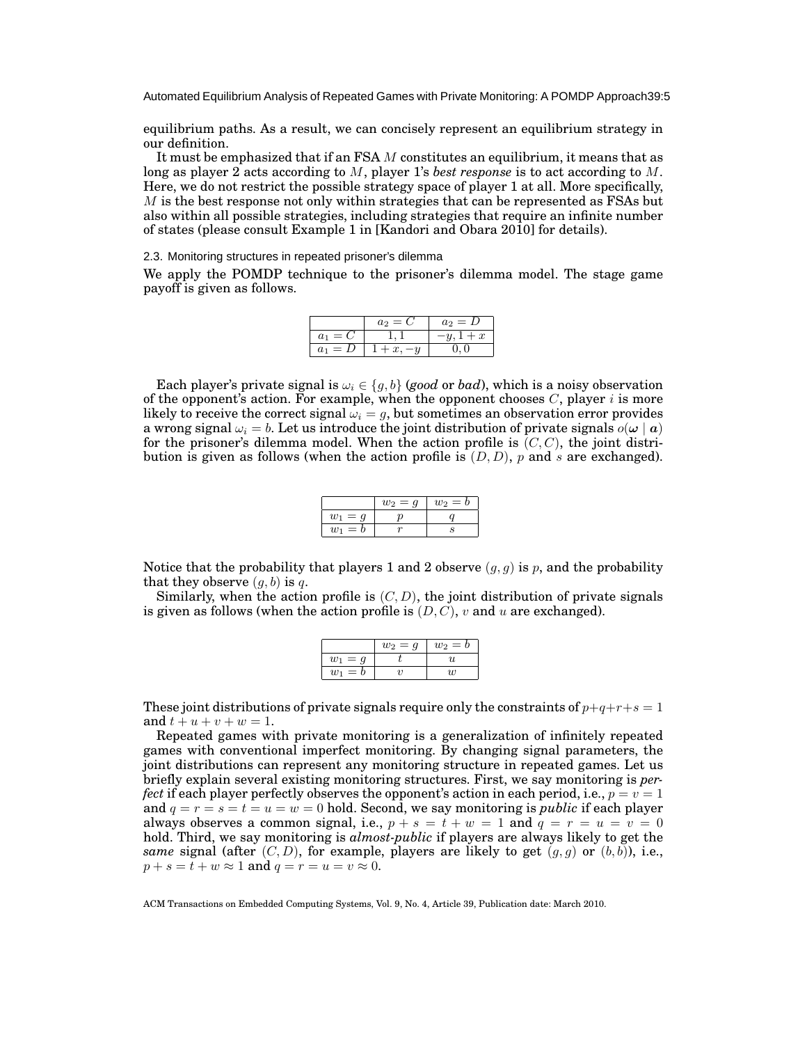equilibrium paths. As a result, we can concisely represent an equilibrium strategy in our definition.

It must be emphasized that if an FSA $M$ constitutes an equilibrium, it means that as long as player 2 acts according to $M$, player 1's *best response* is to act according to $M$. Here, we do not restrict the possible strategy space of player 1 at all. More specifically, $M$ is the best response not only within strategies that can be represented as FSAs but also within all possible strategies, including strategies that require an infinite number of states (please consult Example 1 in [Kandori and Obara 2010] for details).

### 2.3. Monitoring structures in repeated prisoner's dilemma

We apply the POMDP technique to the prisoner's dilemma model. The stage game payoff is given as follows.

| | $a_2 = C$ | $a_2 = D$ |
|---|---|---|
| $a_1 = C$ | $1, 1$ | $-y, 1+x$ |
| $a_1 = D$ | $1+x, -y$ | $0, 0$ |

Each player's private signal is $\omega_i \in \{g, b\}$ (*good* or *bad*), which is a noisy observation of the opponent's action. For example, when the opponent chooses $C$, player $i$ is more likely to receive the correct signal $\omega_i = g$, but sometimes an observation error provides a wrong signal $\omega_i = b$. Let us introduce the joint distribution of private signals $o(\boldsymbol{\omega} \mid \boldsymbol{a})$ for the prisoner's dilemma model. When the action profile is $(C, C)$, the joint distribution is given as follows (when the action profile is $(D, D)$, $p$ and $s$ are exchanged).

| | $w_2 = g$ | $w_2 = b$ |
|---|---|---|
| $w_1 = g$ | $p$ | $q$ |
| $w_1 = b$ | $r$ | $s$ |

Notice that the probability that players 1 and 2 observe $(g, g)$ is $p$, and the probability that they observe $(g, b)$ is $q$.

Similarly, when the action profile is $(C, D)$, the joint distribution of private signals is given as follows (when the action profile is $(D, C)$, $v$ and $u$ are exchanged).

| | $w_2 = g$ | $w_2 = b$ |
|---|---|---|
| $w_1 = g$ | $t$ | $u$ |
| $w_1 = b$ | $v$ | $w$ |

These joint distributions of private signals require only the constraints of $p+q+r+s = 1$ and $t+u+v+w = 1$.

Repeated games with private monitoring is a generalization of infinitely repeated games with conventional imperfect monitoring. By changing signal parameters, the joint distributions can represent any monitoring structure in repeated games. Let us briefly explain several existing monitoring structures. First, we say monitoring is *perfect* if each player perfectly observes the opponent's action in each period, i.e., $p = v = 1$ and $q = r = s = t = u = w = 0$ hold. Second, we say monitoring is *public* if each player always observes a common signal, i.e., $p + s = t + w = 1$ and $q = r = u = v = 0$ hold. Third, we say monitoring is *almost-public* if players are always likely to get the *same* signal (after $(C, D)$, for example, players are likely to get $(g, g)$ or $(b, b)$), i.e., $p + s = t + w \approx 1$ and $q = r = u = v \approx 0$.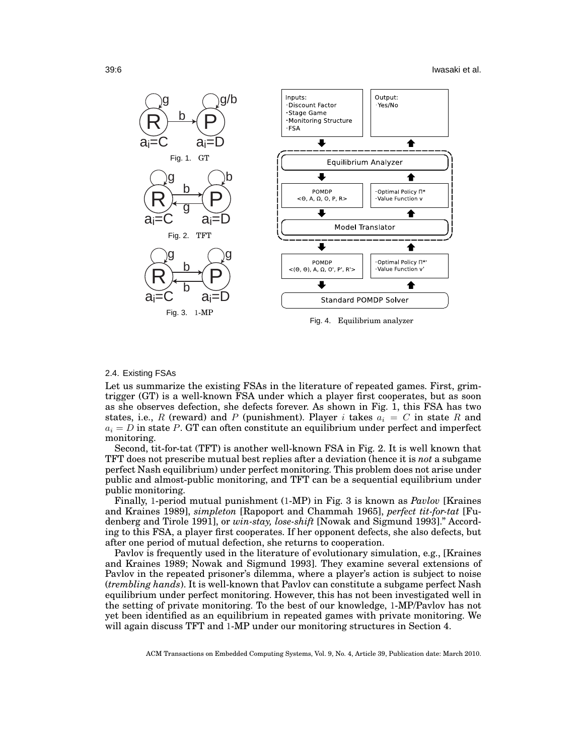Fig. 1. GT

Fig. 2. TFT

Fig. 3. 1-MP

Fig. 4. Equilibrium analyzer

### 2.4. Existing FSAs

Let us summarize the existing FSAs in the literature of repeated games. First, grim-trigger (GT) is a well-known FSA under which a player first cooperates, but as soon as she observes defection, she defects forever. As shown in Fig. 1, this FSA has two states, i.e., $R$ (reward) and $P$ (punishment). Player $i$ takes $a_i = C$ in state $R$ and $a_i = D$ in state $P$. GT can often constitute an equilibrium under perfect and imperfect monitoring.

Second, tit-for-tat (TFT) is another well-known FSA in Fig. 2. It is well known that TFT does not prescribe mutual best replies after a deviation (hence it is *not* a subgame perfect Nash equilibrium) under perfect monitoring. This problem does not arise under public and almost-public monitoring, and TFT can be a sequential equilibrium under public monitoring.

Finally, 1-period mutual punishment (1-MP) in Fig. 3 is known as *Pavlov* [Kraines and Kraines 1989], *simpleton* [Rapoport and Chammah 1965], *perfect tit-for-tat* [Fudenberg and Tirole 1991], or *win-stay, lose-shift* [Nowak and Sigmund 1993]." According to this FSA, a player first cooperates. If her opponent defects, she also defects, but after one period of mutual defection, she returns to cooperation.

Pavlov is frequently used in the literature of evolutionary simulation, e.g., [Kraines and Kraines 1989; Nowak and Sigmund 1993]. They examine several extensions of Pavlov in the repeated prisoner's dilemma, where a player's action is subject to noise (*trembling hands*). It is well-known that Pavlov can constitute a subgame perfect Nash equilibrium under perfect monitoring. However, this has not been investigated well in the setting of private monitoring. To the best of our knowledge, 1-MP/Pavlov has not yet been identified as an equilibrium in repeated games with private monitoring. We will again discuss TFT and 1-MP under our monitoring structures in Section 4.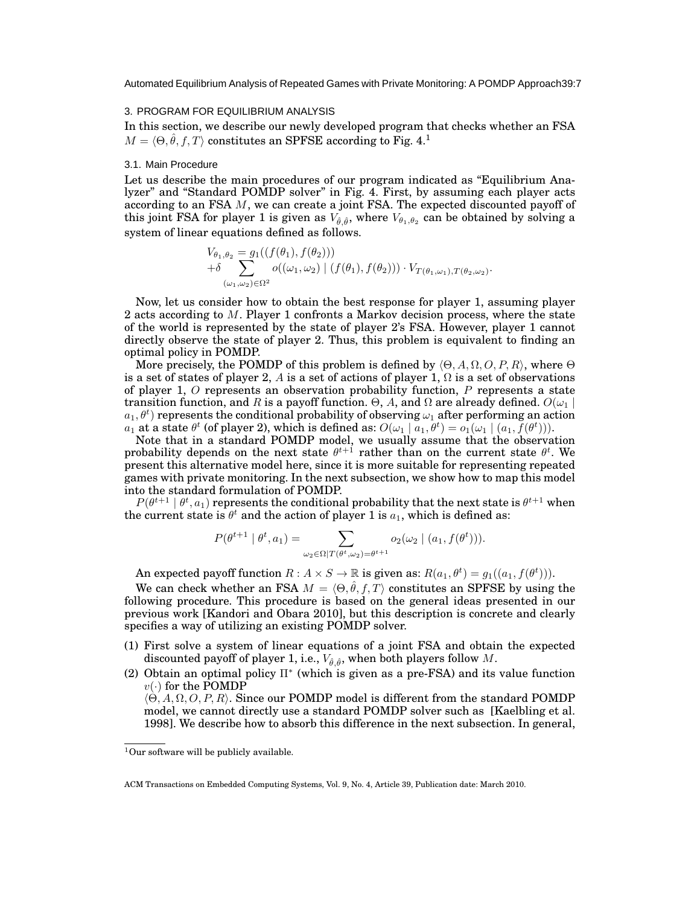## 3. PROGRAM FOR EQUILIBRIUM ANALYSIS

In this section, we describe our newly developed program that checks whether an FSA $M = \langle \Theta, \hat{\theta}, f, T \rangle$ constitutes an SPFSE according to Fig. 4.[1]

### 3.1. Main Procedure

Let us describe the main procedures of our program indicated as "Equilibrium Analyzer" and "Standard POMDP solver" in Fig. 4. First, by assuming each player acts according to an FSA $M$, we can create a joint FSA. The expected discounted payoff of this joint FSA for player 1 is given as $V_{\hat{\theta},\hat{\theta}}$, where $V_{\theta_1,\theta_2}$ can be obtained by solving a system of linear equations defined as follows.

$$
\begin{aligned}
&V_{\theta_1,\theta_2} = g_1((f(\theta_1), f(\theta_2))) \\
&+\delta \sum_{(\omega_1,\omega_2)\in\Omega^2} o((\omega_1,\omega_2) \mid (f(\theta_1), f(\theta_2))) \cdot V_{T(\theta_1,\omega_1),T(\theta_2,\omega_2)}.
\end{aligned}
$$

Now, let us consider how to obtain the best response for player 1, assuming player 2 acts according to $M$. Player 1 confronts a Markov decision process, where the state of the world is represented by the state of player 2's FSA. However, player 1 cannot directly observe the state of player 2. Thus, this problem is equivalent to finding an optimal policy in POMDP.

More precisely, the POMDP of this problem is defined by $\langle \Theta, A, \Omega, O, P, R \rangle$, where $\Theta$ is a set of states of player 2, $A$ is a set of actions of player 1, $\Omega$ is a set of observations of player 1, $O$ represents an observation probability function, $P$ represents a state transition function, and $R$ is a payoff function. $\Theta$, $A$, and $\Omega$ are already defined. $O(\omega_1 \mid a_1, \theta^t)$ represents the conditional probability of observing $\omega_1$ after performing an action $a_1$ at a state $\theta^t$ (of player 2), which is defined as: $O(\omega_1 \mid a_1, \theta^t) = o_1(\omega_1 \mid (a_1, f(\theta^t)))$.

Note that in a standard POMDP model, we usually assume that the observation probability depends on the next state $\theta^{t+1}$ rather than on the current state $\theta^t$. We present this alternative model here, since it is more suitable for representing repeated games with private monitoring. In the next subsection, we show how to map this model into the standard formulation of POMDP.

$P(\theta^{t+1} \mid \theta^t, a_1)$ represents the conditional probability that the next state is $\theta^{t+1}$ when the current state is $\theta^t$ and the action of player 1 is $a_1$, which is defined as:

$$
P(\theta^{t+1} \mid \theta^t, a_1) = \sum_{\omega_2\in\Omega \mid T(\theta^t,\omega_2)=\theta^{t+1}} o_2(\omega_2 \mid (a_1, f(\theta^t))).
$$

An expected payoff function $R : A \times S \to \mathbb{R}$ is given as: $R(a_1, \theta^t) = g_1((a_1, f(\theta^t)))$.

We can check whether an FSA $M = \langle \Theta, \hat{\theta}, f, T \rangle$ constitutes an SPFSE by using the following procedure. This procedure is based on the general ideas presented in our previous work [Kandori and Obara 2010], but this description is concrete and clearly specifies a way of utilizing an existing POMDP solver.

(1) First solve a system of linear equations of a joint FSA and obtain the expected discounted payoff of player 1, i.e., $V_{\hat{\theta},\hat{\theta}}$, when both players follow $M$.

(2) Obtain an optimal policy $\Pi^*$ (which is given as a pre-FSA) and its value function $v(\cdot)$ for the POMDP $\langle \Theta, A, \Omega, O, P, R \rangle$. Since our POMDP model is different from the standard POMDP model, we cannot directly use a standard POMDP solver such as [Kaelbling et al. 1998]. We describe how to absorb this difference in the next subsection. In general,

[1]Our software will be publicly available.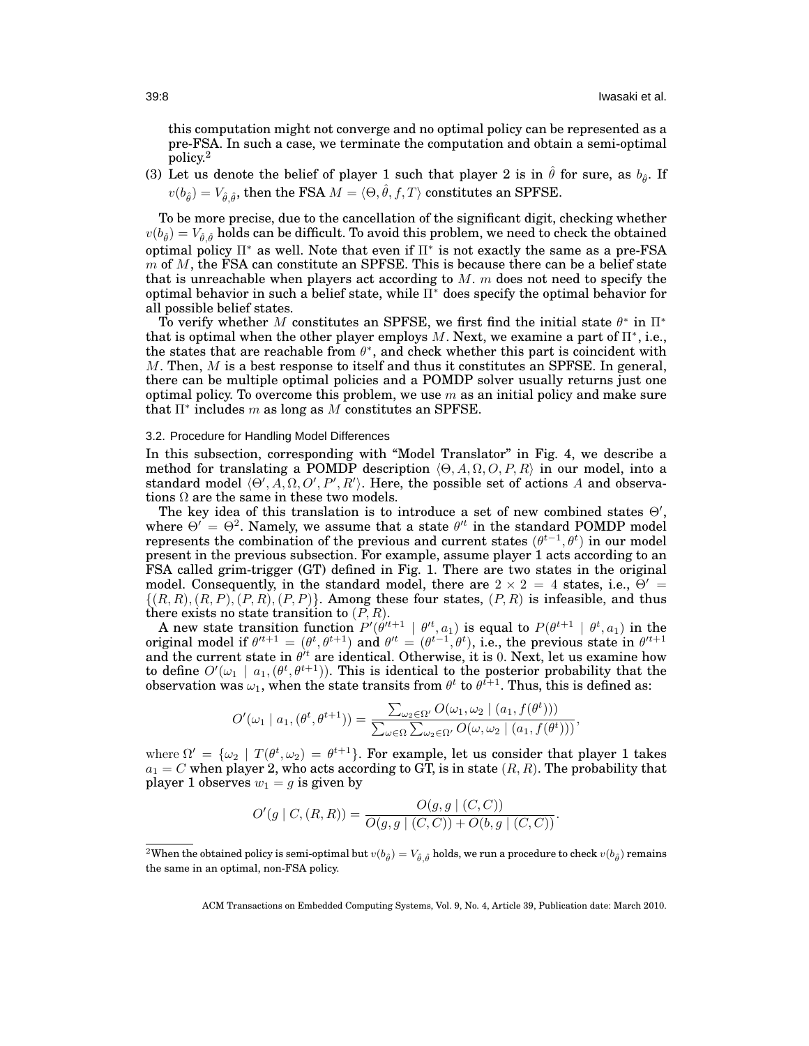this computation might not converge and no optimal policy can be represented as a pre-FSA. In such a case, we terminate the computation and obtain a semi-optimal policy.[2]

(3) Let us denote the belief of player 1 such that player 2 is in $\hat{\theta}$ for sure, as $b_{\hat{\theta}}$. If $v(b_{\hat{\theta}}) = V_{\hat{\theta},\hat{\theta}}$, then the FSA $M = \langle \Theta, \hat{\theta}, f, T \rangle$ constitutes an SPFSE.

To be more precise, due to the cancellation of the significant digit, checking whether $v(b_{\hat{\theta}}) = V_{\hat{\theta},\hat{\theta}}$ holds can be difficult. To avoid this problem, we need to check the obtained optimal policy $\Pi^*$ as well. Note that even if $\Pi^*$ is not exactly the same as a pre-FSA $m$ of $M$, the FSA can constitute an SPFSE. This is because there can be a belief state that is unreachable when players act according to $M$. $m$ does not need to specify the optimal behavior in such a belief state, while $\Pi^*$ does specify the optimal behavior for all possible belief states.

To verify whether $M$ constitutes an SPFSE, we first find the initial state $\theta^*$ in $\Pi^*$ that is optimal when the other player employs $M$. Next, we examine a part of $\Pi^*$, i.e., the states that are reachable from $\theta^*$, and check whether this part is coincident with $M$. Then, $M$ is a best response to itself and thus it constitutes an SPFSE. In general, there can be multiple optimal policies and a POMDP solver usually returns just one optimal policy. To overcome this problem, we use $m$ as an initial policy and make sure that $\Pi^*$ includes $m$ as long as $M$ constitutes an SPFSE.

### 3.2. Procedure for Handling Model Differences

In this subsection, corresponding with "Model Translator" in Fig. 4, we describe a method for translating a POMDP description $\langle \Theta, A, \Omega, O, P, R \rangle$ in our model, into a standard model $\langle \Theta', A, \Omega, O', P', R' \rangle$. Here, the possible set of actions $A$ and observations $\Omega$ are the same in these two models.

The key idea of this translation is to introduce a set of new combined states $\Theta'$, where $\Theta' = \Theta^2$. Namely, we assume that a state $\theta'^t$ in the standard POMDP model represents the combination of the previous and current states $(\theta^{t-1}, \theta^t)$ in our model present in the previous subsection. For example, assume player 1 acts according to an FSA called grim-trigger (GT) defined in Fig. 1. There are two states in the original model. Consequently, in the standard model, there are $2 \times 2 = 4$ states, i.e., $\Theta' = \{(R, R), (R, P), (P, R), (P, P)\}$. Among these four states, $(P, R)$ is infeasible, and thus there exists no state transition to $(P, R)$.

A new state transition function $P'(\theta'^{t+1} \mid \theta'^t, a_1)$ is equal to $P(\theta^{t+1} \mid \theta^t, a_1)$ in the original model if $\theta'^{t+1} = (\theta^t, \theta^{t+1})$ and $\theta'^t = (\theta^{t-1}, \theta^t)$, i.e., the previous state in $\theta'^{t+1}$ and the current state in $\theta'^t$ are identical. Otherwise, it is 0. Next, let us examine how to define $O'(\omega_1 \mid a_1, (\theta^t, \theta^{t+1}))$. This is identical to the posterior probability that the observation was $\omega_1$, when the state transits from $\theta^t$ to $\theta^{t+1}$. Thus, this is defined as:

$$O'(\omega_1 \mid a_1, (\theta^t, \theta^{t+1})) = \frac{\sum_{\omega_2 \in \Omega'} O(\omega_1, \omega_2 \mid (a_1, f(\theta^t)))}{\sum_{\omega \in \Omega} \sum_{\omega_2 \in \Omega'} O(\omega, \omega_2 \mid (a_1, f(\theta^t)))},$$

where $\Omega' = \{\omega_2 \mid T(\theta^t, \omega_2) = \theta^{t+1}\}$. For example, let us consider that player 1 takes $a_1 = C$ when player 2, who acts according to GT, is in state $(R, R)$. The probability that player 1 observes $w_1 = g$ is given by

$$O'(g \mid C, (R, R)) = \frac{O(g, g \mid (C, C))}{O(g, g \mid (C, C)) + O(b, g \mid (C, C))}.$$

[2]When the obtained policy is semi-optimal but $v(b_{\hat{\theta}}) = V_{\hat{\theta},\hat{\theta}}$ holds, we run a procedure to check $v(b_{\hat{\theta}})$ remains the same in an optimal, non-FSA policy.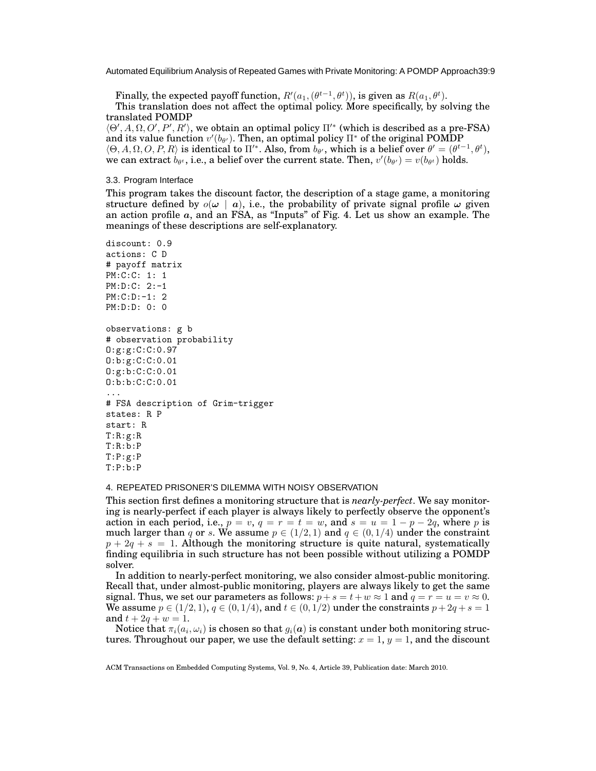Finally, the expected payoff function, $R'(a_1, (\theta^{t-1}, \theta^t))$, is given as $R(a_1, \theta^t)$.

This translation does not affect the optimal policy. More specifically, by solving the translated POMDP $\langle \Theta', A, \Omega, O', P', R' \rangle$, we obtain an optimal policy $\Pi'^*$ (which is described as a pre-FSA) and its value function $v'(b_{\theta'})$. Then, an optimal policy $\Pi^*$ of the original POMDP $\langle \Theta, A, \Omega, O, P, R \rangle$ is identical to $\Pi'^*$. Also, from $b_{\theta'}$, which is a belief over $\theta' = (\theta^{t-1}, \theta^t)$, we can extract $b_{\theta^t}$, i.e., a belief over the current state. Then, $v'(b_{\theta'}) = v(b_{\theta^t})$ holds.

### 3.3. Program Interface

This program takes the discount factor, the description of a stage game, a monitoring structure defined by $o(\boldsymbol{\omega} \mid \boldsymbol{a})$, i.e., the probability of private signal profile $\boldsymbol{\omega}$ given an action profile $\boldsymbol{a}$, and an FSA, as "Inputs" of Fig. 4. Let us show an example. The meanings of these descriptions are self-explanatory.

```
discount: 0.9
actions: C D
# payoff matrix
PM:C:C: 1: 1
PM:D:C: 2:-1
PM:C:D:-1: 2
PM:D:D: 0: 0

observations: g b
# observation probability
O:g:g:C:C:0.97
O:b:g:C:C:0.01
O:g:b:C:C:0.01
O:b:b:C:C:0.01
...
# FSA description of Grim-trigger
states: R P
start: R
T:R:g:R
T:R:b:P
T:P:g:P
T:P:b:P
```

## 4. REPEATED PRISONER'S DILEMMA WITH NOISY OBSERVATION

This section first defines a monitoring structure that is *nearly-perfect*. We say monitoring is nearly-perfect if each player is always likely to perfectly observe the opponent's action in each period, i.e., $p = v$, $q = r = t = w$, and $s = u = 1 - p - 2q$, where $p$ is much larger than $q$ or $s$. We assume $p \in (1/2, 1)$ and $q \in (0, 1/4)$ under the constraint $p + 2q + s = 1$. Although the monitoring structure is quite natural, systematically finding equilibria in such structure has not been possible without utilizing a POMDP solver.

In addition to nearly-perfect monitoring, we also consider almost-public monitoring. Recall that, under almost-public monitoring, players are always likely to get the same signal. Thus, we set our parameters as follows: $p + s = t + w \approx 1$ and $q = r = u = v \approx 0$. We assume $p \in (1/2, 1)$, $q \in (0, 1/4)$, and $t \in (0, 1/2)$ under the constraints $p + 2q + s = 1$ and $t + 2q + w = 1$.

Notice that $\pi_i(a_i, \omega_i)$ is chosen so that $g_i(\boldsymbol{a})$ is constant under both monitoring structures. Throughout our paper, we use the default setting: $x = 1$, $y = 1$, and the discount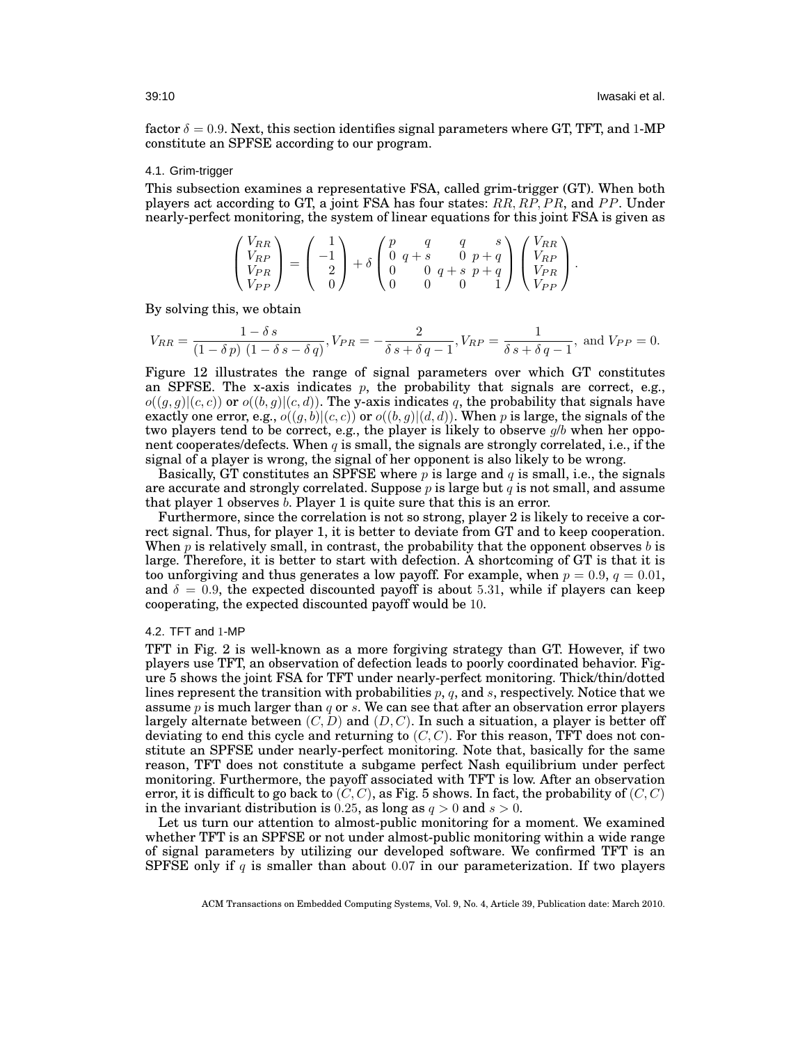factor $\delta = 0.9$. Next, this section identifies signal parameters where GT, TFT, and 1-MP constitute an SPFSE according to our program.

### 4.1. Grim-trigger

This subsection examines a representative FSA, called grim-trigger (GT). When both players act according to GT, a joint FSA has four states: $RR$, $RP$, $PR$, and $PP$. Under nearly-perfect monitoring, the system of linear equations for this joint FSA is given as

$$\begin{pmatrix} V_{RR} \\ V_{RP} \\ V_{PR} \\ V_{PP} \end{pmatrix} = \begin{pmatrix} 1 \\ -1 \\ 2 \\ 0 \end{pmatrix} + \delta \begin{pmatrix} p & q & q & s \\ 0 & q+s & 0 & p+q \\ 0 & 0 & q+s & p+q \\ 0 & 0 & 0 & 1 \end{pmatrix} \begin{pmatrix} V_{RR} \\ V_{RP} \\ V_{PR} \\ V_{PP} \end{pmatrix}.$$

By solving this, we obtain

$$V_{RR} = \frac{1 - \delta\, s}{(1 - \delta\, p)\ (1 - \delta\, s - \delta\, q)}, V_{PR} = -\frac{2}{\delta\, s + \delta\, q - 1}, V_{RP} = \frac{1}{\delta\, s + \delta\, q - 1}, \text{ and } V_{PP} = 0.$$

Figure 12 illustrates the range of signal parameters over which GT constitutes an SPFSE. The x-axis indicates $p$, the probability that signals are correct, e.g., $o((g,g)|(c,c))$ or $o((b,g)|(c,d))$. The y-axis indicates $q$, the probability that signals have exactly one error, e.g., $o((g,b)|(c,c))$ or $o((b,g)|(d,d))$. When $p$ is large, the signals of the two players tend to be correct, e.g., the player is likely to observe $g$/$b$ when her opponent cooperates/defects. When $q$ is small, the signals are strongly correlated, i.e., if the signal of a player is wrong, the signal of her opponent is also likely to be wrong.

Basically, GT constitutes an SPFSE where $p$ is large and $q$ is small, i.e., the signals are accurate and strongly correlated. Suppose $p$ is large but $q$ is not small, and assume that player 1 observes $b$. Player 1 is quite sure that this is an error.

Furthermore, since the correlation is not so strong, player 2 is likely to receive a correct signal. Thus, for player 1, it is better to deviate from GT and to keep cooperation. When $p$ is relatively small, in contrast, the probability that the opponent observes $b$ is large. Therefore, it is better to start with defection. A shortcoming of GT is that it is too unforgiving and thus generates a low payoff. For example, when $p = 0.9$, $q = 0.01$, and $\delta = 0.9$, the expected discounted payoff is about $5.31$, while if players can keep cooperating, the expected discounted payoff would be $10$.

### 4.2. TFT and 1-MP

TFT in Fig. 2 is well-known as a more forgiving strategy than GT. However, if two players use TFT, an observation of defection leads to poorly coordinated behavior. Figure 5 shows the joint FSA for TFT under nearly-perfect monitoring. Thick/thin/dotted lines represent the transition with probabilities $p$, $q$, and $s$, respectively. Notice that we assume $p$ is much larger than $q$ or $s$. We can see that after an observation error players largely alternate between $(C,D)$ and $(D,C)$. In such a situation, a player is better off deviating to end this cycle and returning to $(C,C)$. For this reason, TFT does not constitute an SPFSE under nearly-perfect monitoring. Note that, basically for the same reason, TFT does not constitute a subgame perfect Nash equilibrium under perfect monitoring. Furthermore, the payoff associated with TFT is low. After an observation error, it is difficult to go back to $(C,C)$, as Fig. 5 shows. In fact, the probability of $(C,C)$ in the invariant distribution is $0.25$, as long as $q > 0$ and $s > 0$.

Let us turn our attention to almost-public monitoring for a moment. We examined whether TFT is an SPFSE or not under almost-public monitoring within a wide range of signal parameters by utilizing our developed software. We confirmed TFT is an SPFSE only if $q$ is smaller than about $0.07$ in our parameterization. If two players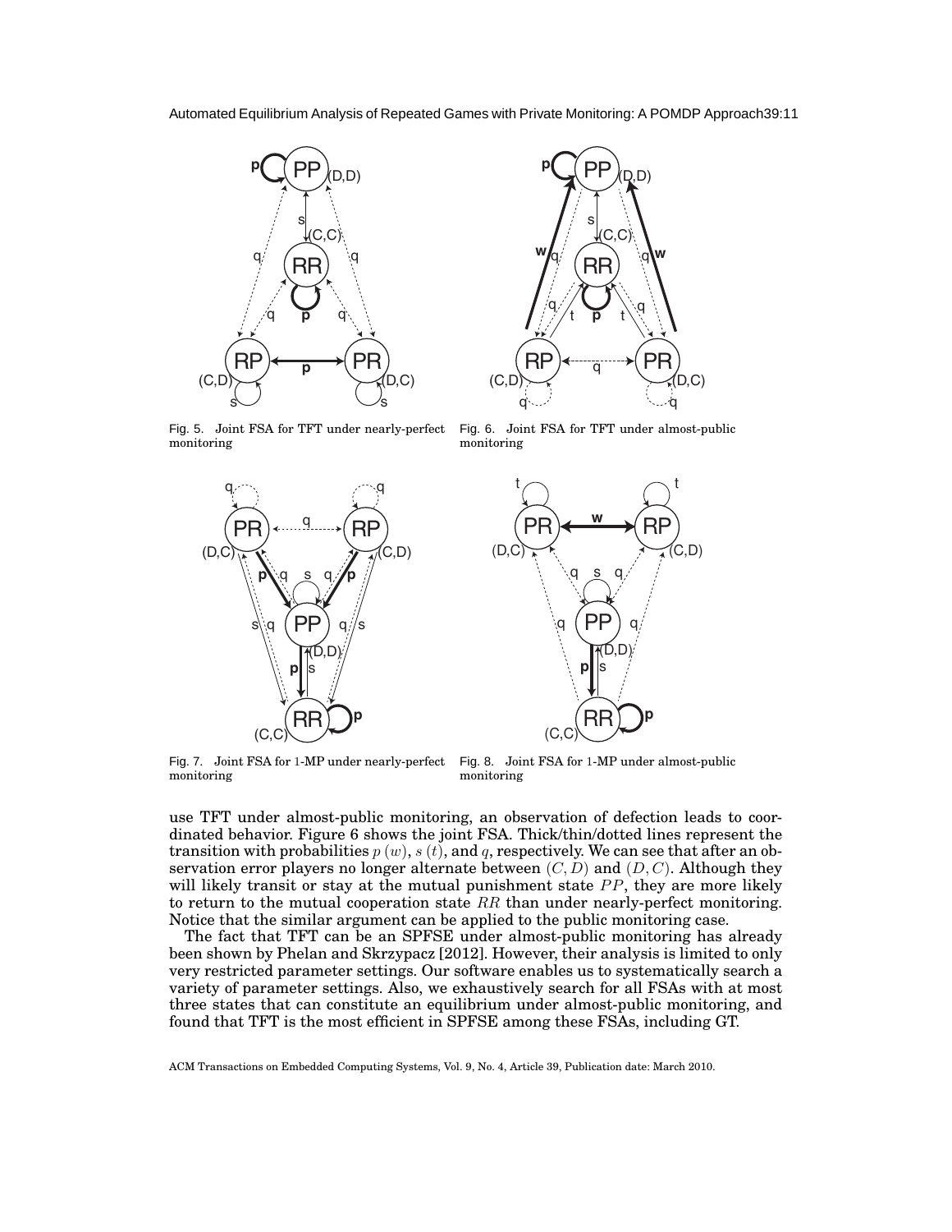Fig. 5. Joint FSA for TFT under nearly-perfect monitoring

Fig. 6. Joint FSA for TFT under almost-public monitoring

Fig. 7. Joint FSA for 1-MP under nearly-perfect monitoring

Fig. 8. Joint FSA for 1-MP under almost-public monitoring

use TFT under almost-public monitoring, an observation of defection leads to coordinated behavior. Figure 6 shows the joint FSA. Thick/thin/dotted lines represent the transition with probabilities $p$ ($w$), $s$ ($t$), and $q$, respectively. We can see that after an observation error players no longer alternate between $(C, D)$ and $(D, C)$. Although they will likely transit or stay at the mutual punishment state $PP$, they are more likely to return to the mutual cooperation state $RR$ than under nearly-perfect monitoring. Notice that the similar argument can be applied to the public monitoring case.

The fact that TFT can be an SPFSE under almost-public monitoring has already been shown by Phelan and Skrzypacz [2012]. However, their analysis is limited to only very restricted parameter settings. Our software enables us to systematically search a variety of parameter settings. Also, we exhaustively search for all FSAs with at most three states that can constitute an equilibrium under almost-public monitoring, and found that TFT is the most efficient in SPFSE among these FSAs, including GT.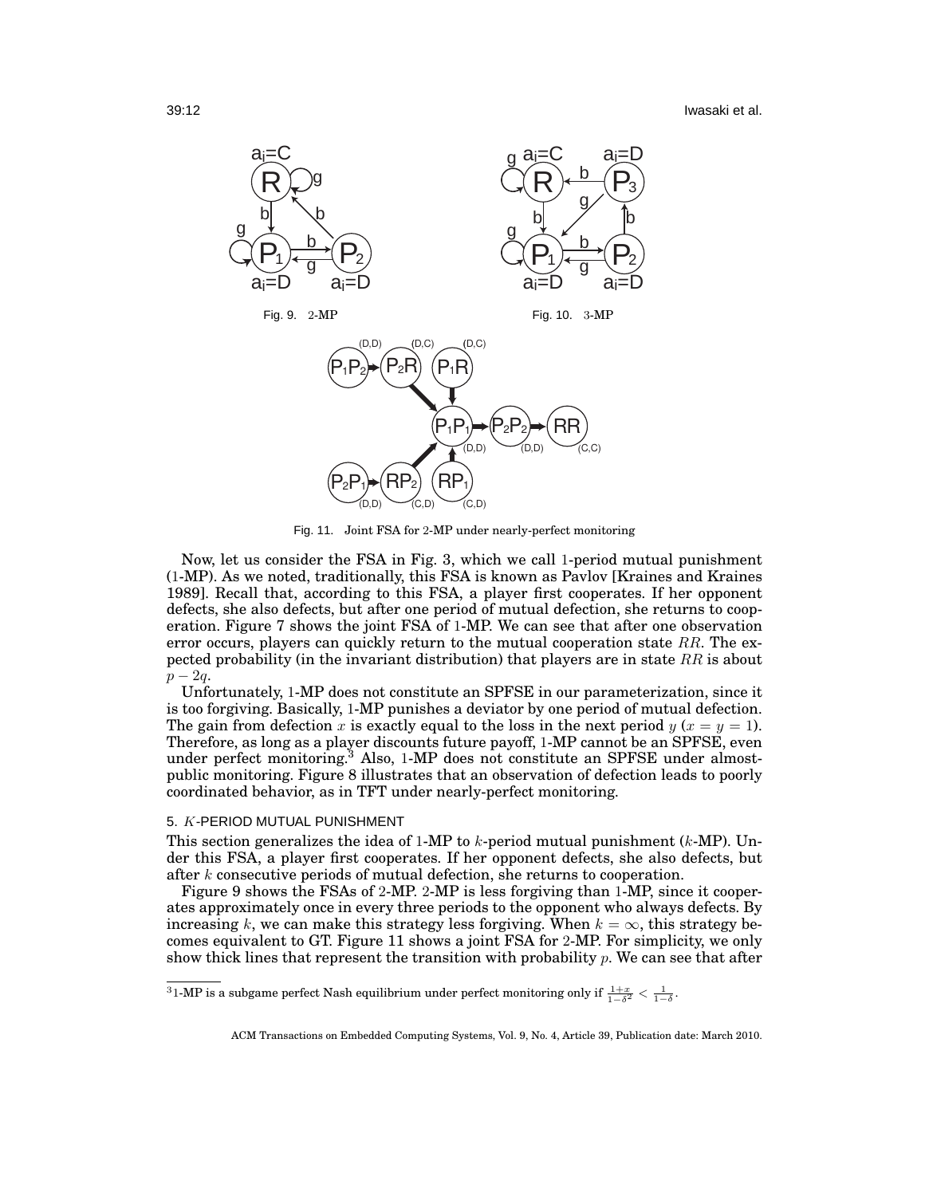Fig. 9. 2-MP

Fig. 10. 3-MP

Fig. 11. Joint FSA for 2-MP under nearly-perfect monitoring

Now, let us consider the FSA in Fig. 3, which we call 1-period mutual punishment (1-MP). As we noted, traditionally, this FSA is known as Pavlov [Kraines and Kraines 1989]. Recall that, according to this FSA, a player first cooperates. If her opponent defects, she also defects, but after one period of mutual defection, she returns to cooperation. Figure 7 shows the joint FSA of 1-MP. We can see that after one observation error occurs, players can quickly return to the mutual cooperation state $RR$. The expected probability (in the invariant distribution) that players are in state $RR$ is about $p - 2q$.

Unfortunately, 1-MP does not constitute an SPFSE in our parameterization, since it is too forgiving. Basically, 1-MP punishes a deviator by one period of mutual defection. The gain from defection $x$ is exactly equal to the loss in the next period $y$ ($x = y = 1$). Therefore, as long as a player discounts future payoff, 1-MP cannot be an SPFSE, even under perfect monitoring.[3] Also, 1-MP does not constitute an SPFSE under almost-public monitoring. Figure 8 illustrates that an observation of defection leads to poorly coordinated behavior, as in TFT under nearly-perfect monitoring.

## 5. $K$-PERIOD MUTUAL PUNISHMENT

This section generalizes the idea of 1-MP to $k$-period mutual punishment ($k$-MP). Under this FSA, a player first cooperates. If her opponent defects, she also defects, but after $k$ consecutive periods of mutual defection, she returns to cooperation.

Figure 9 shows the FSAs of 2-MP. 2-MP is less forgiving than 1-MP, since it cooperates approximately once in every three periods to the opponent who always defects. By increasing $k$, we can make this strategy less forgiving. When $k = \infty$, this strategy becomes equivalent to GT. Figure 11 shows a joint FSA for 2-MP. For simplicity, we only show thick lines that represent the transition with probability $p$. We can see that after

[3] 1-MP is a subgame perfect Nash equilibrium under perfect monitoring only if $\frac{1+x}{1-\delta^2} < \frac{1}{1-\delta}$.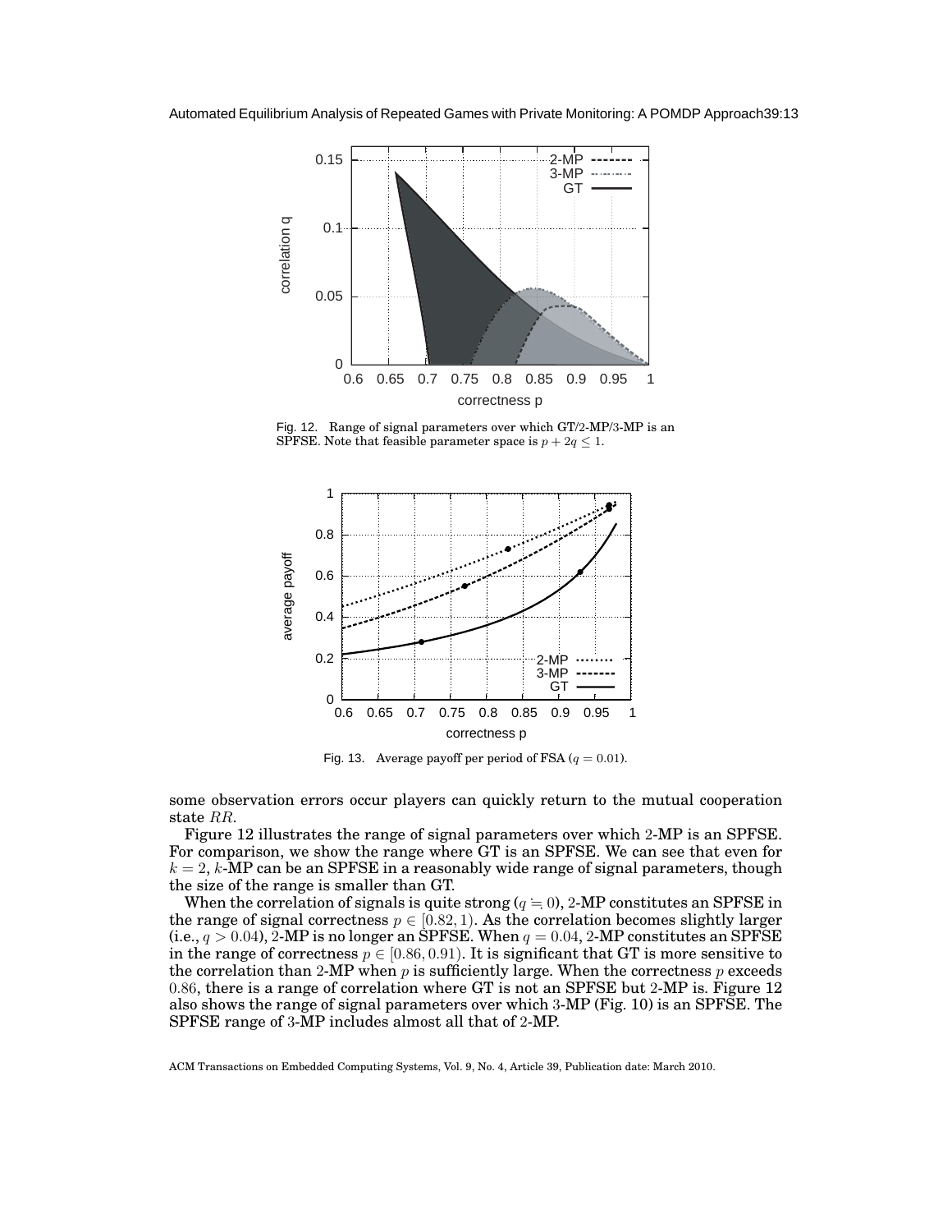Fig. 12. Range of signal parameters over which GT/2-MP/3-MP is an SPFSE. Note that feasible parameter space is $p + 2q \leq 1$.

Fig. 13. Average payoff per period of FSA ($q = 0.01$).

some observation errors occur players can quickly return to the mutual cooperation state $RR$.

Figure 12 illustrates the range of signal parameters over which 2-MP is an SPFSE. For comparison, we show the range where GT is an SPFSE. We can see that even for $k = 2$, $k$-MP can be an SPFSE in a reasonably wide range of signal parameters, though the size of the range is smaller than GT.

When the correlation of signals is quite strong ($q \fallingdotseq 0$), 2-MP constitutes an SPFSE in the range of signal correctness $p \in [0.82, 1)$. As the correlation becomes slightly larger (i.e., $q > 0.04$), 2-MP is no longer an SPFSE. When $q = 0.04$, 2-MP constitutes an SPFSE in the range of correctness $p \in [0.86, 0.91)$. It is significant that GT is more sensitive to the correlation than 2-MP when $p$ is sufficiently large. When the correctness $p$ exceeds 0.86, there is a range of correlation where GT is not an SPFSE but 2-MP is. Figure 12 also shows the range of signal parameters over which 3-MP (Fig. 10) is an SPFSE. The SPFSE range of 3-MP includes almost all that of 2-MP.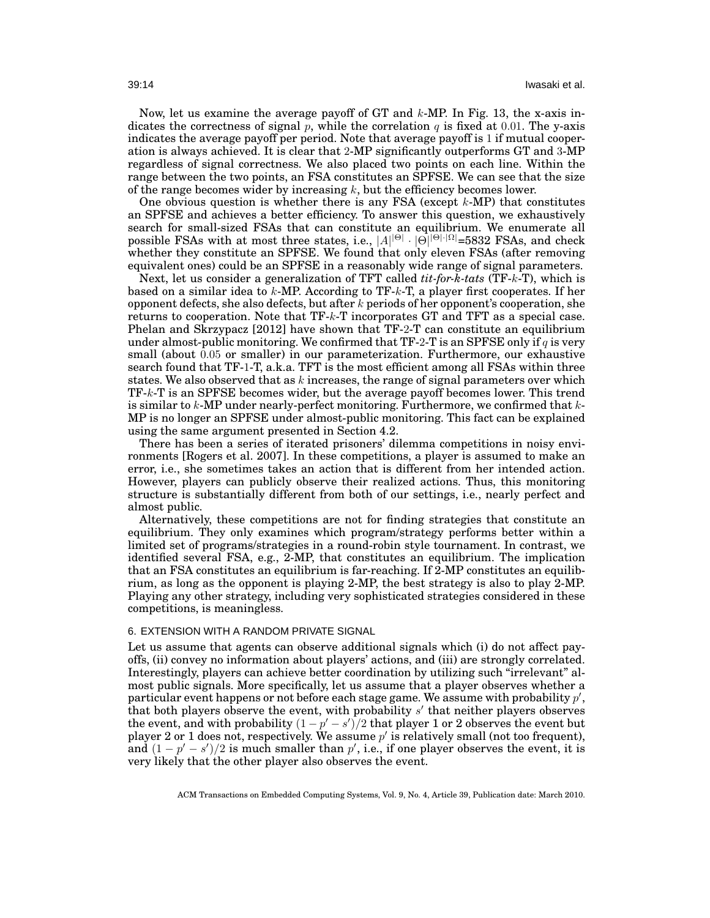Now, let us examine the average payoff of GT and $k$-MP. In Fig. 13, the x-axis indicates the correctness of signal $p$, while the correlation $q$ is fixed at $0.01$. The y-axis indicates the average payoff per period. Note that average payoff is $1$ if mutual cooperation is always achieved. It is clear that $2$-MP significantly outperforms GT and $3$-MP regardless of signal correctness. We also placed two points on each line. Within the range between the two points, an FSA constitutes an SPFSE. We can see that the size of the range becomes wider by increasing $k$, but the efficiency becomes lower.

One obvious question is whether there is any FSA (except $k$-MP) that constitutes an SPFSE and achieves a better efficiency. To answer this question, we exhaustively search for small-sized FSAs that can constitute an equilibrium. We enumerate all possible FSAs with at most three states, i.e., $|A|^{|\Theta|} \cdot |\Theta|^{|\Theta|\cdot|\Omega|}$=5832 FSAs, and check whether they constitute an SPFSE. We found that only eleven FSAs (after removing equivalent ones) could be an SPFSE in a reasonably wide range of signal parameters.

Next, let us consider a generalization of TFT called *tit-for-k-tats* (TF-$k$-T), which is based on a similar idea to $k$-MP. According to TF-$k$-T, a player first cooperates. If her opponent defects, she also defects, but after $k$ periods of her opponent's cooperation, she returns to cooperation. Note that TF-$k$-T incorporates GT and TFT as a special case. Phelan and Skrzypacz [2012] have shown that TF-$2$-T can constitute an equilibrium under almost-public monitoring. We confirmed that TF-$2$-T is an SPFSE only if $q$ is very small (about $0.05$ or smaller) in our parameterization. Furthermore, our exhaustive search found that TF-$1$-T, a.k.a. TFT is the most efficient among all FSAs within three states. We also observed that as $k$ increases, the range of signal parameters over which TF-$k$-T is an SPFSE becomes wider, but the average payoff becomes lower. This trend is similar to $k$-MP under nearly-perfect monitoring. Furthermore, we confirmed that $k$-MP is no longer an SPFSE under almost-public monitoring. This fact can be explained using the same argument presented in Section 4.2.

There has been a series of iterated prisoners' dilemma competitions in noisy environments [Rogers et al. 2007]. In these competitions, a player is assumed to make an error, i.e., she sometimes takes an action that is different from her intended action. However, players can publicly observe their realized actions. Thus, this monitoring structure is substantially different from both of our settings, i.e., nearly perfect and almost public.

Alternatively, these competitions are not for finding strategies that constitute an equilibrium. They only examines which program/strategy performs better within a limited set of programs/strategies in a round-robin style tournament. In contrast, we identified several FSA, e.g., 2-MP, that constitutes an equilibrium. The implication that an FSA constitutes an equilibrium is far-reaching. If 2-MP constitutes an equilibrium, as long as the opponent is playing 2-MP, the best strategy is also to play 2-MP. Playing any other strategy, including very sophisticated strategies considered in these competitions, is meaningless.

## 6. EXTENSION WITH A RANDOM PRIVATE SIGNAL

Let us assume that agents can observe additional signals which (i) do not affect payoffs, (ii) convey no information about players' actions, and (iii) are strongly correlated. Interestingly, players can achieve better coordination by utilizing such "irrelevant" almost public signals. More specifically, let us assume that a player observes whether a particular event happens or not before each stage game. We assume with probability $p'$, that both players observe the event, with probability $s'$ that neither players observes the event, and with probability $(1 - p' - s')/2$ that player 1 or 2 observes the event but player 2 or 1 does not, respectively. We assume $p'$ is relatively small (not too frequent), and $(1 - p' - s')/2$ is much smaller than $p'$, i.e., if one player observes the event, it is very likely that the other player also observes the event.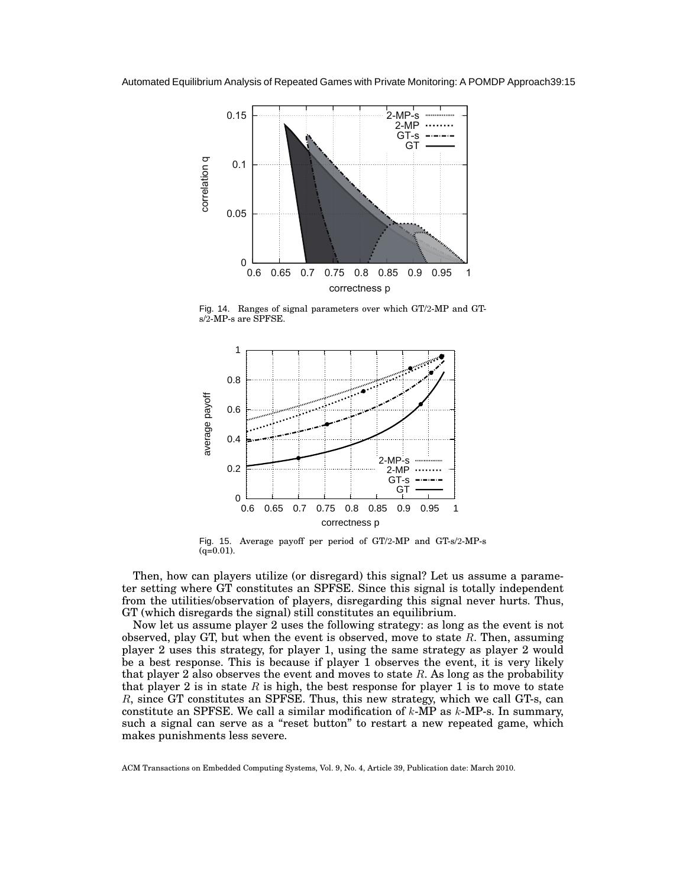Fig. 14. Ranges of signal parameters over which GT/2-MP and GT-s/2-MP-s are SPFSE.

Fig. 15. Average payoff per period of GT/2-MP and GT-s/2-MP-s (q=0.01).

Then, how can players utilize (or disregard) this signal? Let us assume a parameter setting where GT constitutes an SPFSE. Since this signal is totally independent from the utilities/observation of players, disregarding this signal never hurts. Thus, GT (which disregards the signal) still constitutes an equilibrium.

Now let us assume player 2 uses the following strategy: as long as the event is not observed, play GT, but when the event is observed, move to state $R$. Then, assuming player 2 uses this strategy, for player 1, using the same strategy as player 2 would be a best response. This is because if player 1 observes the event, it is very likely that player 2 also observes the event and moves to state $R$. As long as the probability that player 2 is in state $R$ is high, the best response for player 1 is to move to state $R$, since GT constitutes an SPFSE. Thus, this new strategy, which we call GT-s, can constitute an SPFSE. We call a similar modification of $k$-MP as $k$-MP-s. In summary, such a signal can serve as a "reset button" to restart a new repeated game, which makes punishments less severe.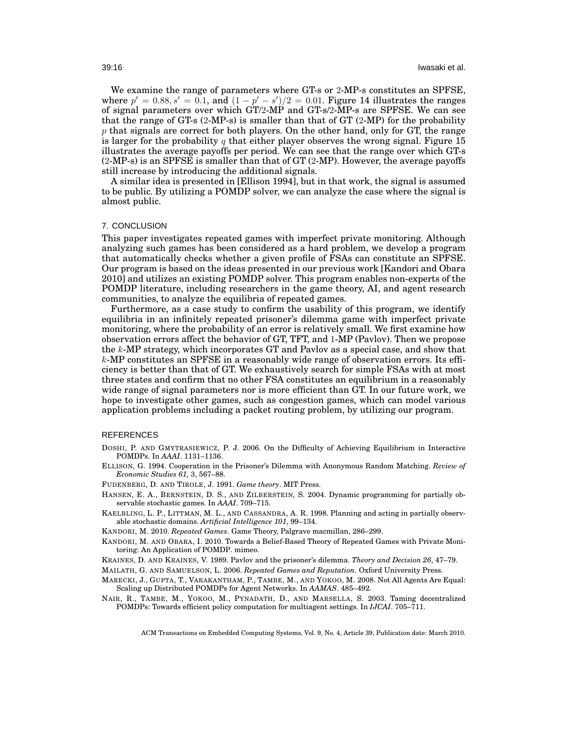We examine the range of parameters where GT-s or 2-MP-s constitutes an SPFSE, where $p' = 0.88, s' = 0.1$, and $(1 - p' - s')/2 = 0.01$. Figure 14 illustrates the ranges of signal parameters over which GT/2-MP and GT-s/2-MP-s are SPFSE. We can see that the range of GT-s (2-MP-s) is smaller than that of GT (2-MP) for the probability $p$ that signals are correct for both players. On the other hand, only for GT, the range is larger for the probability $q$ that either player observes the wrong signal. Figure 15 illustrates the average payoffs per period. We can see that the range over which GT-s (2-MP-s) is an SPFSE is smaller than that of GT (2-MP). However, the average payoffs still increase by introducing the additional signals.

A similar idea is presented in [Ellison 1994], but in that work, the signal is assumed to be public. By utilizing a POMDP solver, we can analyze the case where the signal is almost public.

## 7. CONCLUSION

This paper investigates repeated games with imperfect private monitoring. Although analyzing such games has been considered as a hard problem, we develop a program that automatically checks whether a given profile of FSAs can constitute an SPFSE. Our program is based on the ideas presented in our previous work [Kandori and Obara 2010] and utilizes an existing POMDP solver. This program enables non-experts of the POMDP literature, including researchers in the game theory, AI, and agent research communities, to analyze the equilibria of repeated games.

Furthermore, as a case study to confirm the usability of this program, we identify equilibria in an infinitely repeated prisoner's dilemma game with imperfect private monitoring, where the probability of an error is relatively small. We first examine how observation errors affect the behavior of GT, TFT, and 1-MP (Pavlov). Then we propose the $k$-MP strategy, which incorporates GT and Pavlov as a special case, and show that $k$-MP constitutes an SPFSE in a reasonably wide range of observation errors. Its efficiency is better than that of GT. We exhaustively search for simple FSAs with at most three states and confirm that no other FSA constitutes an equilibrium in a reasonably wide range of signal parameters nor is more efficient than GT. In our future work, we hope to investigate other games, such as congestion games, which can model various application problems including a packet routing problem, by utilizing our program.

## REFERENCES

DOSHI, P. AND GMYTRASIEWICZ, P. J. 2006. On the Difficulty of Achieving Equilibrium in Interactive POMDPs. In *AAAI*. 1131–1136.

ELLISON, G. 1994. Cooperation in the Prisoner's Dilemma with Anonymous Random Matching. *Review of Economic Studies 61,* 3, 567–88.

FUDENBERG, D. AND TIROLE, J. 1991. *Game theory*. MIT Press.

HANSEN, E. A., BERNSTEIN, D. S., AND ZILBERSTEIN, S. 2004. Dynamic programming for partially observable stochastic games. In *AAAI*. 709–715.

KAELBLING, L. P., LITTMAN, M. L., AND CASSANDRA, A. R. 1998. Planning and acting in partially observable stochastic domains. *Artificial Intelligence 101*, 99–134.

KANDORI, M. 2010. *Repeated Games*. Game Theory, Palgrave macmillan, 286–299.

KANDORI, M. AND OBARA, I. 2010. Towards a Belief-Based Theory of Repeated Games with Private Monitoring: An Application of POMDP. mimeo.

KRAINES, D. AND KRAINES, V. 1989. Pavlov and the prisoner's dilemma. *Theory and Decision 26*, 47–79.

MAILATH, G. AND SAMUELSON, L. 2006. *Repeated Games and Reputation*. Oxford University Press.

MARECKI, J., GUPTA, T., VARAKANTHAM, P., TAMBE, M., AND YOKOO, M. 2008. Not All Agents Are Equal: Scaling up Distributed POMDPs for Agent Networks. In *AAMAS*. 485–492.

NAIR, R., TAMBE, M., YOKOO, M., PYNADATH, D., AND MARSELLA, S. 2003. Taming decentralized POMDPs: Towards efficient policy computation for multiagent settings. In *IJCAI*. 705–711.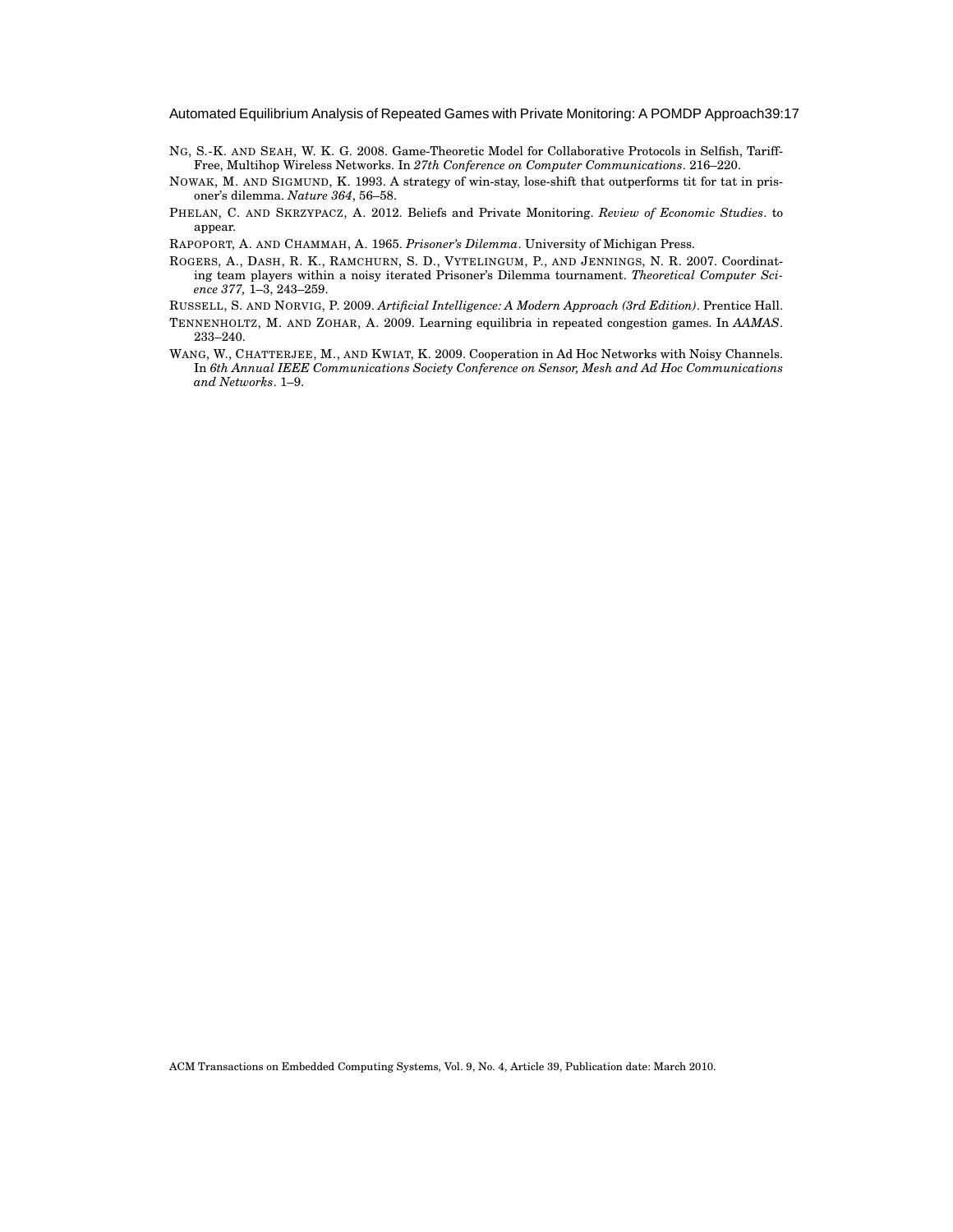NG, S.-K. AND SEAH, W. K. G. 2008. Game-Theoretic Model for Collaborative Protocols in Selfish, Tariff-Free, Multihop Wireless Networks. In *27th Conference on Computer Communications*. 216–220.

NOWAK, M. AND SIGMUND, K. 1993. A strategy of win-stay, lose-shift that outperforms tit for tat in prisoner's dilemma. *Nature 364*, 56–58.

PHELAN, C. AND SKRZYPACZ, A. 2012. Beliefs and Private Monitoring. *Review of Economic Studies*. to appear.

RAPOPORT, A. AND CHAMMAH, A. 1965. *Prisoner's Dilemma*. University of Michigan Press.

ROGERS, A., DASH, R. K., RAMCHURN, S. D., VYTELINGUM, P., AND JENNINGS, N. R. 2007. Coordinating team players within a noisy iterated Prisoner's Dilemma tournament. *Theoretical Computer Science 377,* 1–3, 243–259.

RUSSELL, S. AND NORVIG, P. 2009. *Artificial Intelligence: A Modern Approach (3rd Edition)*. Prentice Hall.

TENNENHOLTZ, M. AND ZOHAR, A. 2009. Learning equilibria in repeated congestion games. In *AAMAS*. 233–240.

WANG, W., CHATTERJEE, M., AND KWIAT, K. 2009. Cooperation in Ad Hoc Networks with Noisy Channels. In *6th Annual IEEE Communications Society Conference on Sensor, Mesh and Ad Hoc Communications and Networks*. 1–9.